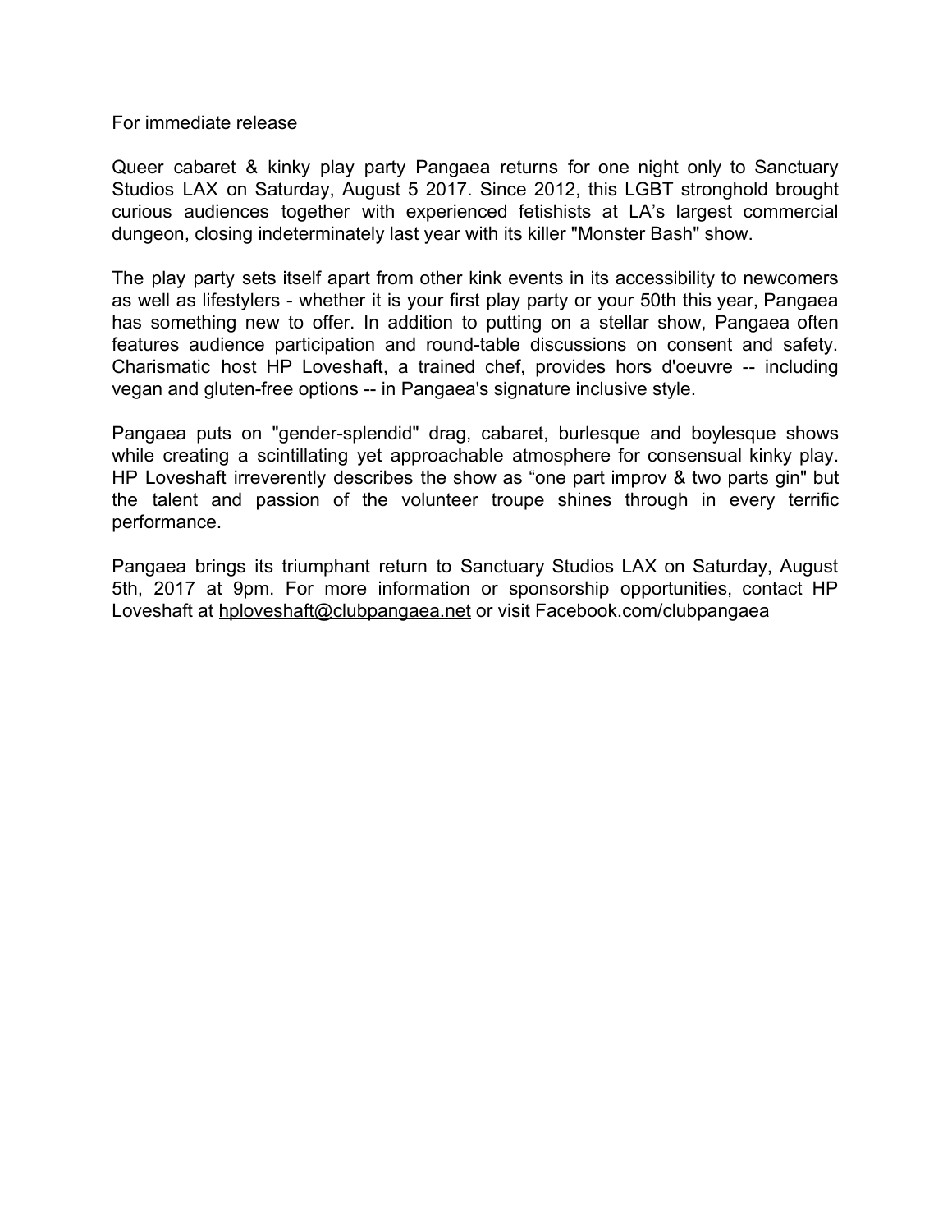For immediate release

Queer cabaret & kinky play party Pangaea returns for one night only to Sanctuary Studios LAX on Saturday, August 5 2017. Since 2012, this LGBT stronghold brought curious audiences together with experienced fetishists at LA's largest commercial dungeon, closing indeterminately last year with its killer "Monster Bash" show.

The play party sets itself apart from other kink events in its accessibility to newcomers as well as lifestylers - whether it is your first play party or your 50th this year, Pangaea has something new to offer. In addition to putting on a stellar show, Pangaea often features audience participation and round-table discussions on consent and safety. Charismatic host HP Loveshaft, a trained chef, provides hors d'oeuvre -- including vegan and gluten-free options -- in Pangaea's signature inclusive style.

Pangaea puts on "gender-splendid" drag, cabaret, burlesque and boylesque shows while creating a scintillating yet approachable atmosphere for consensual kinky play. HP Loveshaft irreverently describes the show as "one part improv & two parts gin" but the talent and passion of the volunteer troupe shines through in every terrific performance.

Pangaea brings its triumphant return to Sanctuary Studios LAX on Saturday, August 5th, 2017 at 9pm. For more information or sponsorship opportunities, contact HP Loveshaft at hploveshaft@clubpangaea.net or visit Facebook.com/clubpangaea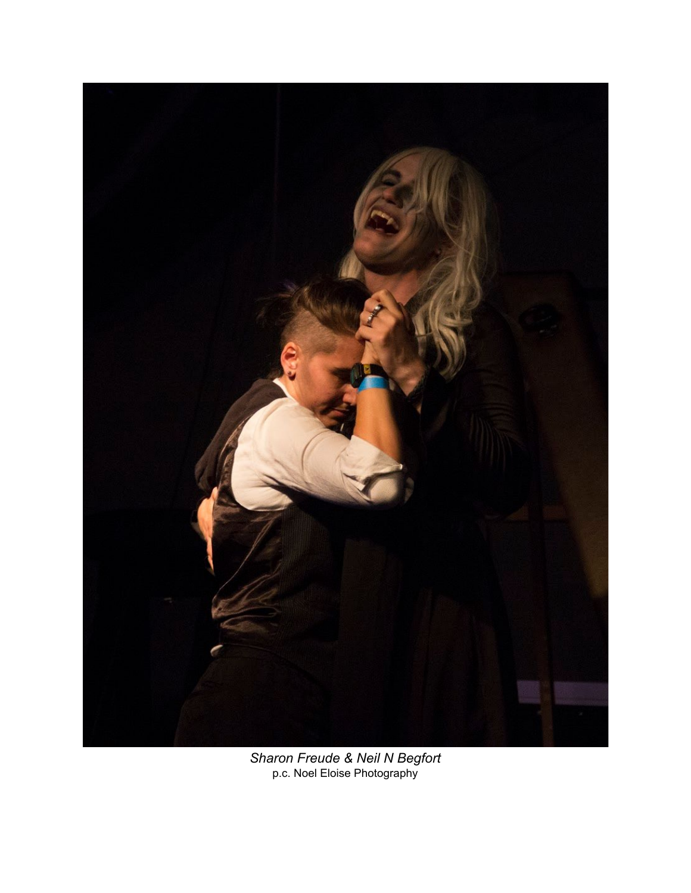*Sharon Freude & Neil N Begfort*
p.c. Noel Eloise Photography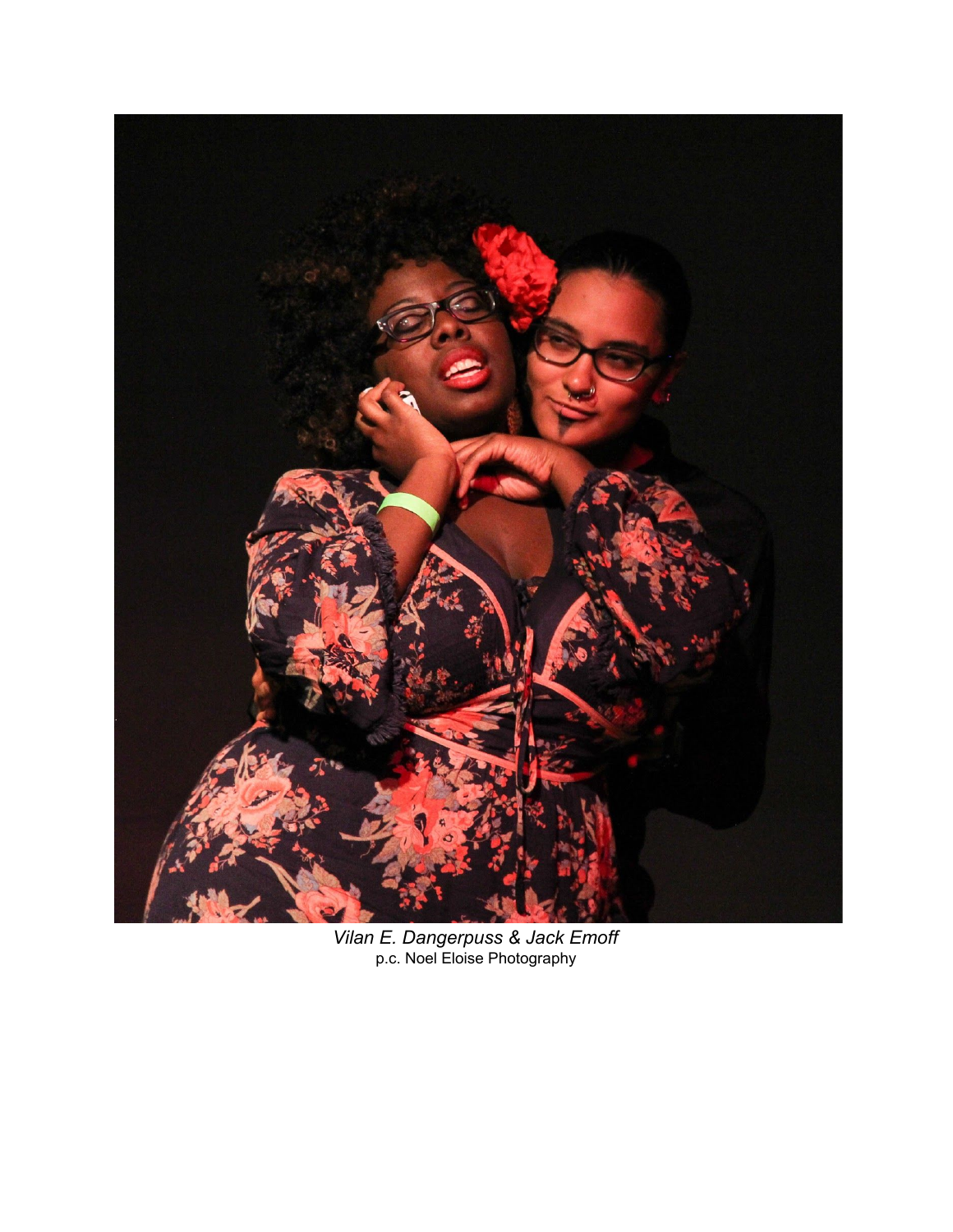*Vilan E. Dangerpuss & Jack Emoff*
p.c. Noel Eloise Photography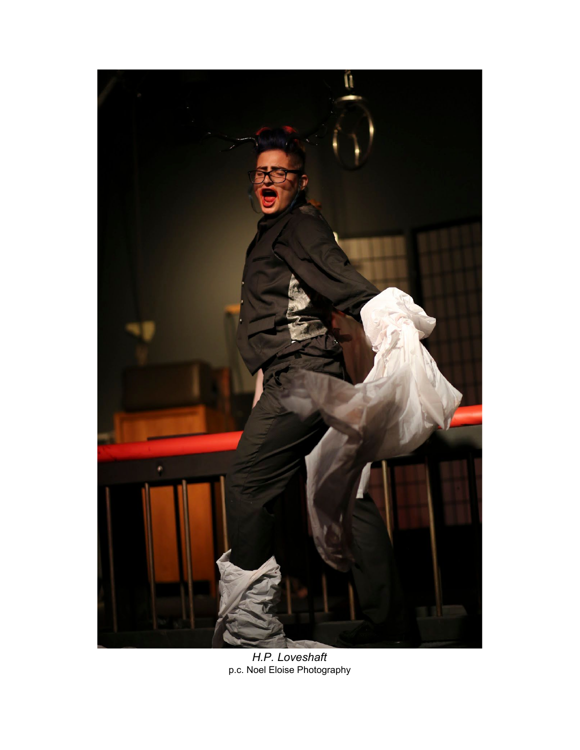*H.P. Loveshaft*
p.c. Noel Eloise Photography